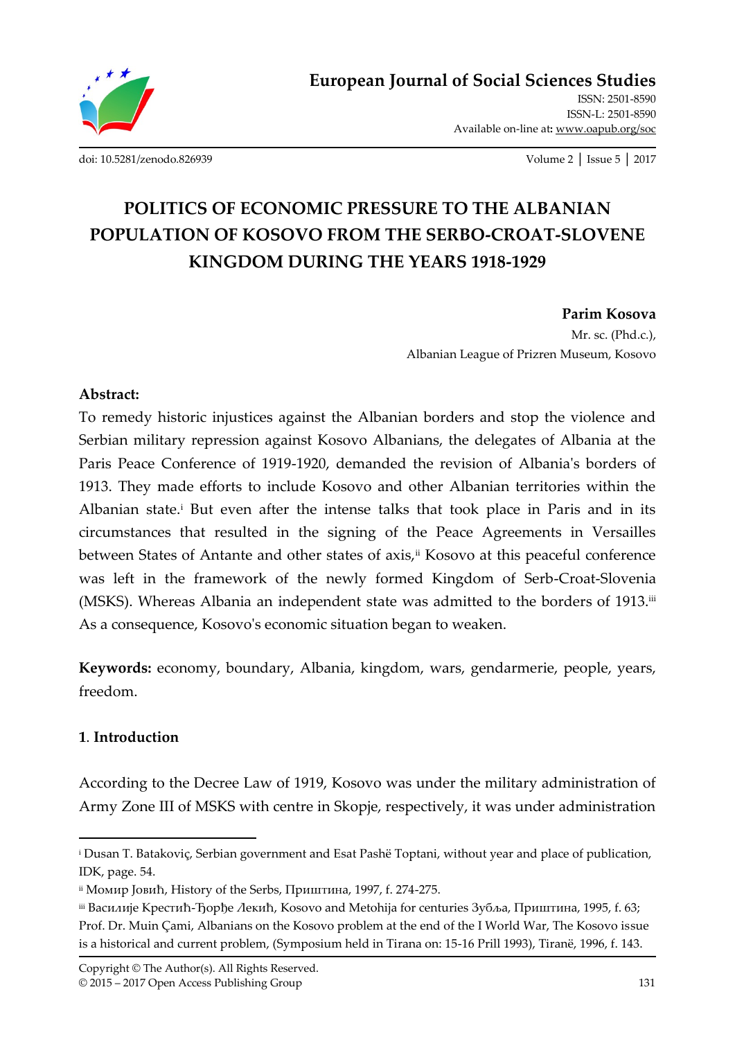# POLITICS OF ECONOMIC PRESSURE TO THE ALBANIAN POPULATION OF KOSOVO FROM THE SERBO-CROAT-SLOVENE KINGDOM DURING THE YEARS 1918-1929

**Parim Kosova**
Mr. sc. (Phd.c.),
Albanian League of Prizren Museum, Kosovo

**Abstract:**
To remedy historic injustices against the Albanian borders and stop the violence and Serbian military repression against Kosovo Albanians, the delegates of Albania at the Paris Peace Conference of 1919-1920, demanded the revision of Albania's borders of 1913. They made efforts to include Kosovo and other Albanian territories within the Albanian state.[i] But even after the intense talks that took place in Paris and in its circumstances that resulted in the signing of the Peace Agreements in Versailles between States of Antante and other states of axis,[ii] Kosovo at this peaceful conference was left in the framework of the newly formed Kingdom of Serb-Croat-Slovenia (MSKS). Whereas Albania an independent state was admitted to the borders of 1913.[iii] As a consequence, Kosovo's economic situation began to weaken.

**Keywords:** economy, boundary, Albania, kingdom, wars, gendarmerie, people, years, freedom.

## 1. Introduction

According to the Decree Law of 1919, Kosovo was under the military administration of Army Zone III of MSKS with centre in Skopje, respectively, it was under administration

---

[i] Dusan T. Batakoviç, Serbian government and Esat Pashë Toptani, without year and place of publication, IDK, page. 54.

[ii] Момир Јовић, History of the Serbs, Приштина, 1997, f. 274-275.

[iii] Василије Крестић-Ђорђе Лекић, Kosovo and Metohija for centuries Зубља, Приштина, 1995, f. 63; Prof. Dr. Muin Çami, Albanians on the Kosovo problem at the end of the I World War, The Kosovo issue is a historical and current problem, (Symposium held in Tirana on: 15-16 Prill 1993), Tiranë, 1996, f. 143.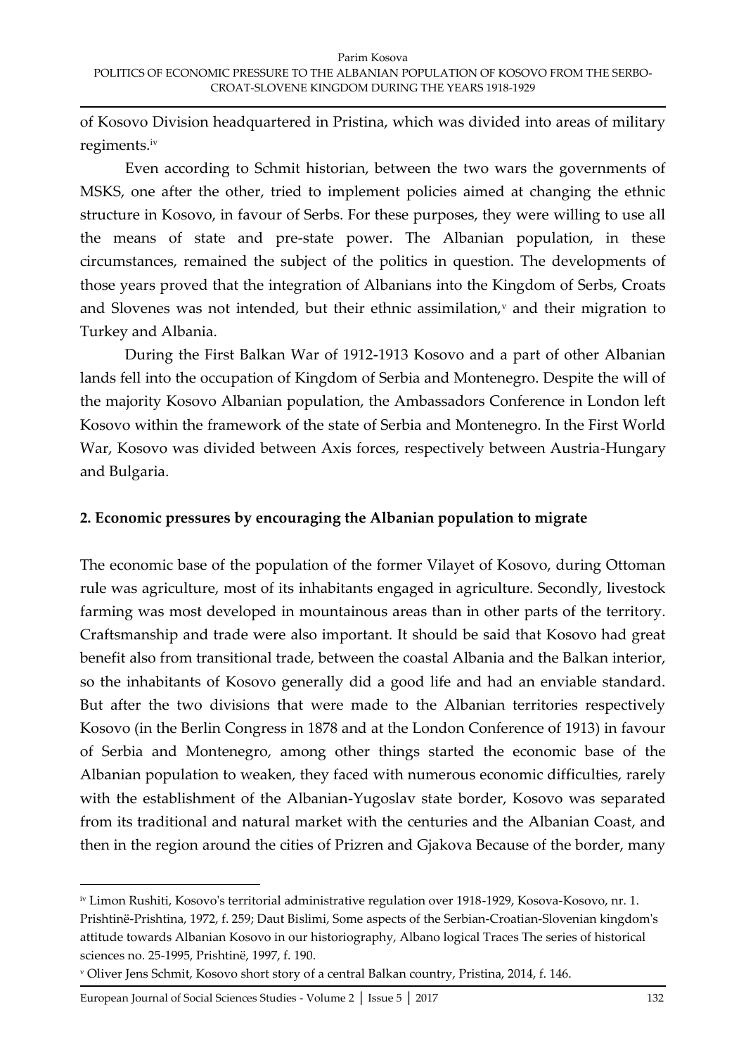of Kosovo Division headquartered in Pristina, which was divided into areas of military regiments.[iv]

Even according to Schmit historian, between the two wars the governments of MSKS, one after the other, tried to implement policies aimed at changing the ethnic structure in Kosovo, in favour of Serbs. For these purposes, they were willing to use all the means of state and pre-state power. The Albanian population, in these circumstances, remained the subject of the politics in question. The developments of those years proved that the integration of Albanians into the Kingdom of Serbs, Croats and Slovenes was not intended, but their ethnic assimilation,[v] and their migration to Turkey and Albania.

During the First Balkan War of 1912-1913 Kosovo and a part of other Albanian lands fell into the occupation of Kingdom of Serbia and Montenegro. Despite the will of the majority Kosovo Albanian population, the Ambassadors Conference in London left Kosovo within the framework of the state of Serbia and Montenegro. In the First World War, Kosovo was divided between Axis forces, respectively between Austria-Hungary and Bulgaria.

## 2. Economic pressures by encouraging the Albanian population to migrate

The economic base of the population of the former Vilayet of Kosovo, during Ottoman rule was agriculture, most of its inhabitants engaged in agriculture. Secondly, livestock farming was most developed in mountainous areas than in other parts of the territory. Craftsmanship and trade were also important. It should be said that Kosovo had great benefit also from transitional trade, between the coastal Albania and the Balkan interior, so the inhabitants of Kosovo generally did a good life and had an enviable standard. But after the two divisions that were made to the Albanian territories respectively Kosovo (in the Berlin Congress in 1878 and at the London Conference of 1913) in favour of Serbia and Montenegro, among other things started the economic base of the Albanian population to weaken, they faced with numerous economic difficulties, rarely with the establishment of the Albanian-Yugoslav state border, Kosovo was separated from its traditional and natural market with the centuries and the Albanian Coast, and then in the region around the cities of Prizren and Gjakova Because of the border, many

---

[iv] Limon Rushiti, Kosovo's territorial administrative regulation over 1918-1929, Kosova-Kosovo, nr. 1. Prishtinë-Prishtina, 1972, f. 259; Daut Bislimi, Some aspects of the Serbian-Croatian-Slovenian kingdom's attitude towards Albanian Kosovo in our historiography, Albano logical Traces The series of historical sciences no. 25-1995, Prishtinë, 1997, f. 190.

[v] Oliver Jens Schmit, Kosovo short story of a central Balkan country, Pristina, 2014, f. 146.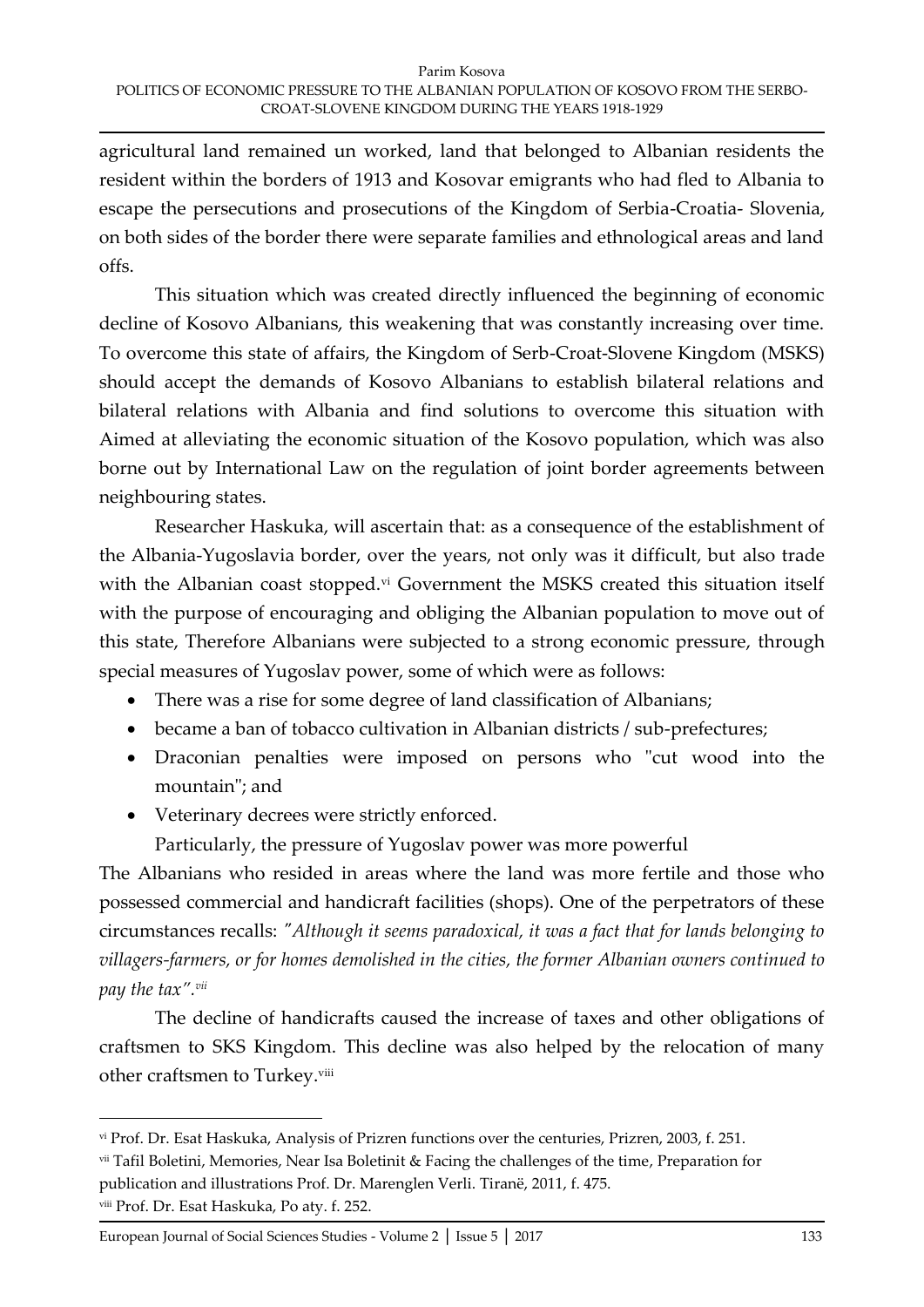agricultural land remained un worked, land that belonged to Albanian residents the resident within the borders of 1913 and Kosovar emigrants who had fled to Albania to escape the persecutions and prosecutions of the Kingdom of Serbia-Croatia- Slovenia, on both sides of the border there were separate families and ethnological areas and land offs.

This situation which was created directly influenced the beginning of economic decline of Kosovo Albanians, this weakening that was constantly increasing over time. To overcome this state of affairs, the Kingdom of Serb-Croat-Slovene Kingdom (MSKS) should accept the demands of Kosovo Albanians to establish bilateral relations and bilateral relations with Albania and find solutions to overcome this situation with Aimed at alleviating the economic situation of the Kosovo population, which was also borne out by International Law on the regulation of joint border agreements between neighbouring states.

Researcher Haskuka, will ascertain that: as a consequence of the establishment of the Albania-Yugoslavia border, over the years, not only was it difficult, but also trade with the Albanian coast stopped.[vi] Government the MSKS created this situation itself with the purpose of encouraging and obliging the Albanian population to move out of this state, Therefore Albanians were subjected to a strong economic pressure, through special measures of Yugoslav power, some of which were as follows:

- There was a rise for some degree of land classification of Albanians;
- became a ban of tobacco cultivation in Albanian districts / sub-prefectures;
- Draconian penalties were imposed on persons who "cut wood into the mountain"; and
- Veterinary decrees were strictly enforced.

Particularly, the pressure of Yugoslav power was more powerful The Albanians who resided in areas where the land was more fertile and those who possessed commercial and handicraft facilities (shops). One of the perpetrators of these circumstances recalls: *"Although it seems paradoxical, it was a fact that for lands belonging to villagers-farmers, or for homes demolished in the cities, the former Albanian owners continued to pay the tax".*[vii]

The decline of handicrafts caused the increase of taxes and other obligations of craftsmen to SKS Kingdom. This decline was also helped by the relocation of many other craftsmen to Turkey.[viii]

---

[vi] Prof. Dr. Esat Haskuka, Analysis of Prizren functions over the centuries, Prizren, 2003, f. 251.

[vii] Tafil Boletini, Memories, Near Isa Boletinit & Facing the challenges of the time, Preparation for publication and illustrations Prof. Dr. Marenglen Verli. Tiranë, 2011, f. 475.

[viii] Prof. Dr. Esat Haskuka, Po aty. f. 252.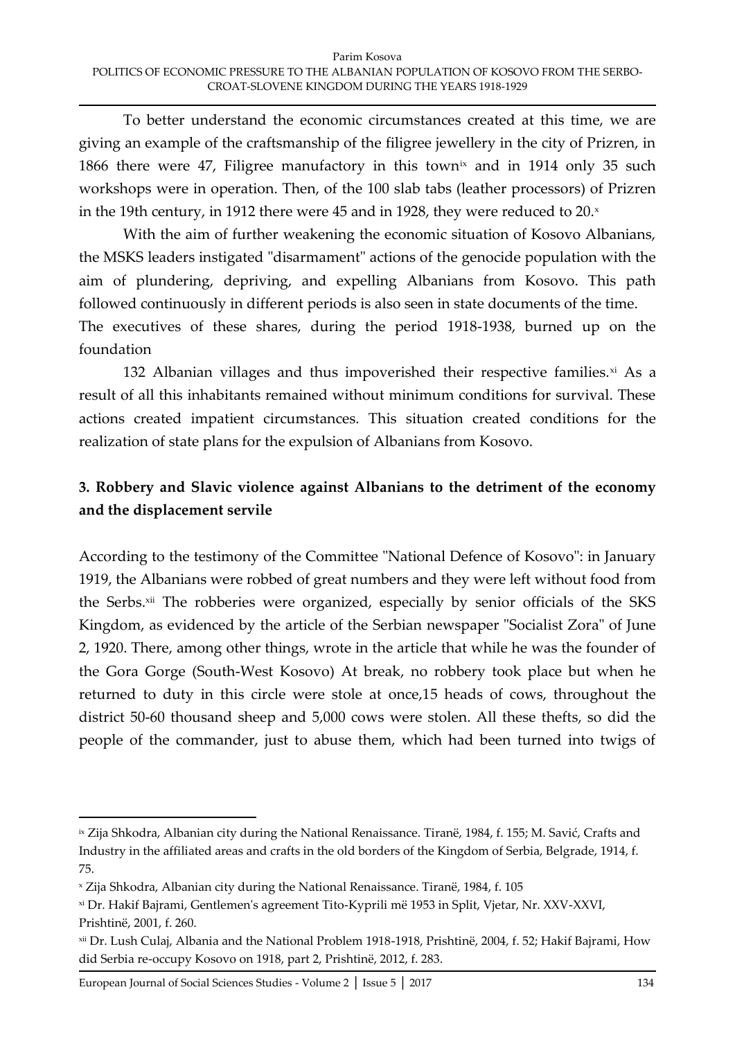To better understand the economic circumstances created at this time, we are giving an example of the craftsmanship of the filigree jewellery in the city of Prizren, in 1866 there were 47, Filigree manufactory in this town[ix] and in 1914 only 35 such workshops were in operation. Then, of the 100 slab tabs (leather processors) of Prizren in the 19th century, in 1912 there were 45 and in 1928, they were reduced to 20.[x]

With the aim of further weakening the economic situation of Kosovo Albanians, the MSKS leaders instigated "disarmament" actions of the genocide population with the aim of plundering, depriving, and expelling Albanians from Kosovo. This path followed continuously in different periods is also seen in state documents of the time. The executives of these shares, during the period 1918-1938, burned up on the foundation

132 Albanian villages and thus impoverished their respective families.[xi] As a result of all this inhabitants remained without minimum conditions for survival. These actions created impatient circumstances. This situation created conditions for the realization of state plans for the expulsion of Albanians from Kosovo.

## 3. Robbery and Slavic violence against Albanians to the detriment of the economy and the displacement servile

According to the testimony of the Committee "National Defence of Kosovo": in January 1919, the Albanians were robbed of great numbers and they were left without food from the Serbs.[xii] The robberies were organized, especially by senior officials of the SKS Kingdom, as evidenced by the article of the Serbian newspaper "Socialist Zora" of June 2, 1920. There, among other things, wrote in the article that while he was the founder of the Gora Gorge (South-West Kosovo) At break, no robbery took place but when he returned to duty in this circle were stole at once,15 heads of cows, throughout the district 50-60 thousand sheep and 5,000 cows were stolen. All these thefts, so did the people of the commander, just to abuse them, which had been turned into twigs of

---

[ix] Zija Shkodra, Albanian city during the National Renaissance. Tiranë, 1984, f. 155; M. Savić, Crafts and Industry in the affiliated areas and crafts in the old borders of the Kingdom of Serbia, Belgrade, 1914, f. 75.

[x] Zija Shkodra, Albanian city during the National Renaissance. Tiranë, 1984, f. 105

[xi] Dr. Hakif Bajrami, Gentlemen's agreement Tito-Kyprili më 1953 in Split, Vjetar, Nr. XXV-XXVI, Prishtinë, 2001, f. 260.

[xii] Dr. Lush Culaj, Albania and the National Problem 1918-1918, Prishtinë, 2004, f. 52; Hakif Bajrami, How did Serbia re-occupy Kosovo on 1918, part 2, Prishtinë, 2012, f. 283.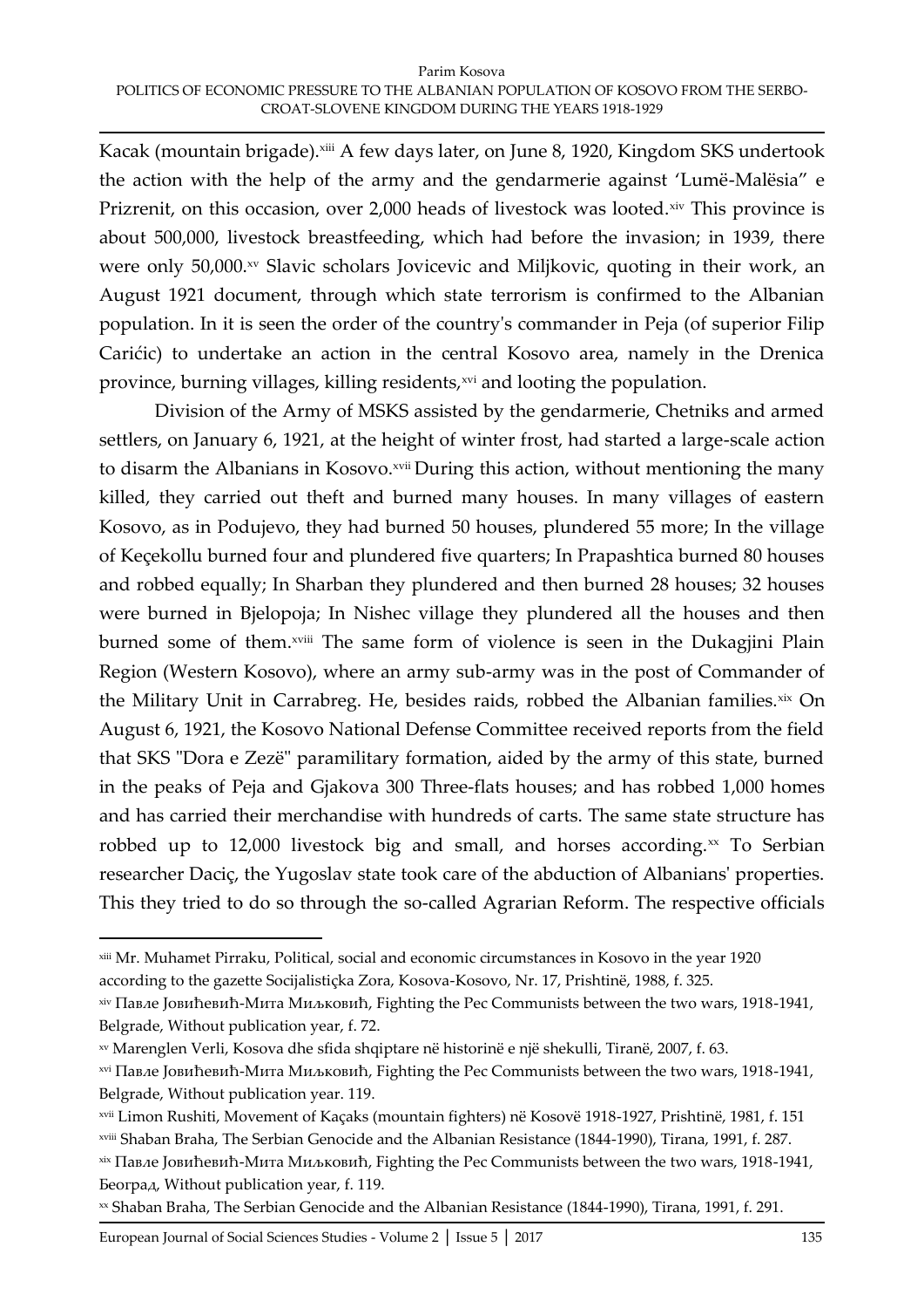Kacak (mountain brigade).[xiii] A few days later, on June 8, 1920, Kingdom SKS undertook the action with the help of the army and the gendarmerie against 'Lumë-Malësia" e Prizrenit, on this occasion, over 2,000 heads of livestock was looted.[xiv] This province is about 500,000, livestock breastfeeding, which had before the invasion; in 1939, there were only 50,000.[xv] Slavic scholars Jovicevic and Miljkovic, quoting in their work, an August 1921 document, through which state terrorism is confirmed to the Albanian population. In it is seen the order of the country's commander in Peja (of superior Filip Carićic) to undertake an action in the central Kosovo area, namely in the Drenica province, burning villages, killing residents,[xvi] and looting the population.

Division of the Army of MSKS assisted by the gendarmerie, Chetniks and armed settlers, on January 6, 1921, at the height of winter frost, had started a large-scale action to disarm the Albanians in Kosovo.[xvii] During this action, without mentioning the many killed, they carried out theft and burned many houses. In many villages of eastern Kosovo, as in Podujevo, they had burned 50 houses, plundered 55 more; In the village of Keçekollu burned four and plundered five quarters; In Prapashtica burned 80 houses and robbed equally; In Sharban they plundered and then burned 28 houses; 32 houses were burned in Bjelopoja; In Nishec village they plundered all the houses and then burned some of them.[xviii] The same form of violence is seen in the Dukagjini Plain Region (Western Kosovo), where an army sub-army was in the post of Commander of the Military Unit in Carrabreg. He, besides raids, robbed the Albanian families.[xix] On August 6, 1921, the Kosovo National Defense Committee received reports from the field that SKS "Dora e Zezë" paramilitary formation, aided by the army of this state, burned in the peaks of Peja and Gjakova 300 Three-flats houses; and has robbed 1,000 homes and has carried their merchandise with hundreds of carts. The same state structure has robbed up to 12,000 livestock big and small, and horses according.[xx] To Serbian researcher Daciç, the Yugoslav state took care of the abduction of Albanians' properties. This they tried to do so through the so-called Agrarian Reform. The respective officials

---

[xiii] Mr. Muhamet Pirraku, Political, social and economic circumstances in Kosovo in the year 1920 according to the gazette Socijalistiçka Zora, Kosova-Kosovo, Nr. 17, Prishtinë, 1988, f. 325.

[xiv] Павле Јовићевић-Мита Миљковић, Fighting the Pec Communists between the two wars, 1918-1941, Belgrade, Without publication year, f. 72.

[xv] Marenglen Verli, Kosova dhe sfida shqiptare në historinë e një shekulli, Tiranë, 2007, f. 63.

[xvi] Павле Јовићевић-Мита Миљковић, Fighting the Pec Communists between the two wars, 1918-1941, Belgrade, Without publication year. 119.

[xvii] Limon Rushiti, Movement of Kaçaks (mountain fighters) në Kosovë 1918-1927, Prishtinë, 1981, f. 151

[xviii] Shaban Braha, The Serbian Genocide and the Albanian Resistance (1844-1990), Tirana, 1991, f. 287.

[xix] Павле Јовићевић-Мита Миљковић, Fighting the Pec Communists between the two wars, 1918-1941, Београд, Without publication year, f. 119.

[xx] Shaban Braha, The Serbian Genocide and the Albanian Resistance (1844-1990), Tirana, 1991, f. 291.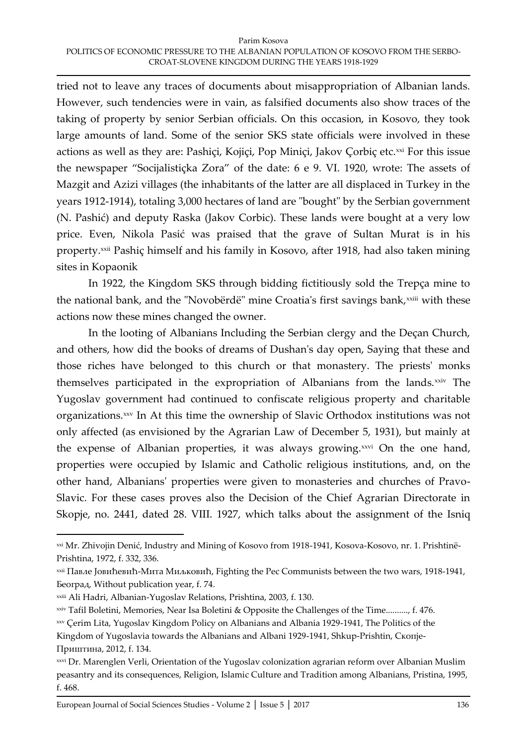tried not to leave any traces of documents about misappropriation of Albanian lands. However, such tendencies were in vain, as falsified documents also show traces of the taking of property by senior Serbian officials. On this occasion, in Kosovo, they took large amounts of land. Some of the senior SKS state officials were involved in these actions as well as they are: Pashiçi, Kojiçi, Pop Miniçi, Jakov Çorbiç etc.[xxi] For this issue the newspaper "Socijalistiçka Zora" of the date: 6 e 9. VI. 1920, wrote: The assets of Mazgit and Azizi villages (the inhabitants of the latter are all displaced in Turkey in the years 1912-1914), totaling 3,000 hectares of land are "bought" by the Serbian government (N. Pashić) and deputy Raska (Jakov Corbic). These lands were bought at a very low price. Even, Nikola Pasić was praised that the grave of Sultan Murat is in his property.[xxii] Pashiç himself and his family in Kosovo, after 1918, had also taken mining sites in Kopaonik

In 1922, the Kingdom SKS through bidding fictitiously sold the Trepça mine to the national bank, and the "Novobërdë" mine Croatia's first savings bank,[xxiii] with these actions now these mines changed the owner.

In the looting of Albanians Including the Serbian clergy and the Deçan Church, and others, how did the books of dreams of Dushan's day open, Saying that these and those riches have belonged to this church or that monastery. The priests' monks themselves participated in the expropriation of Albanians from the lands.[xxiv] The Yugoslav government had continued to confiscate religious property and charitable organizations.[xxv] In At this time the ownership of Slavic Orthodox institutions was not only affected (as envisioned by the Agrarian Law of December 5, 1931), but mainly at the expense of Albanian properties, it was always growing.[xxvi] On the one hand, properties were occupied by Islamic and Catholic religious institutions, and, on the other hand, Albanians' properties were given to monasteries and churches of Pravo-Slavic. For these cases proves also the Decision of the Chief Agrarian Directorate in Skopje, no. 2441, dated 28. VIII. 1927, which talks about the assignment of the Isniq

---

[xxi] Mr. Zhivojin Denić, Industry and Mining of Kosovo from 1918-1941, Kosova-Kosovo, nr. 1. Prishtinë-Prishtina, 1972, f. 332, 336.

[xxii] Павле Јовићевић-Мита Миљковић, Fighting the Pec Communists between the two wars, 1918-1941, Београд, Without publication year, f. 74.

[xxiii] Ali Hadri, Albanian-Yugoslav Relations, Prishtina, 2003, f. 130.

[xxiv] Tafil Boletini, Memories, Near Isa Boletini & Opposite the Challenges of the Time.........., f. 476.

[xxv] Çerim Lita, Yugoslav Kingdom Policy on Albanians and Albania 1929-1941, The Politics of the Kingdom of Yugoslavia towards the Albanians and Albani 1929-1941, Shkup-Prishtin, Скопје-Приштина, 2012, f. 134.

[xxvi] Dr. Marenglen Verli, Orientation of the Yugoslav colonization agrarian reform over Albanian Muslim peasantry and its consequences, Religion, Islamic Culture and Tradition among Albanians, Pristina, 1995, f. 468.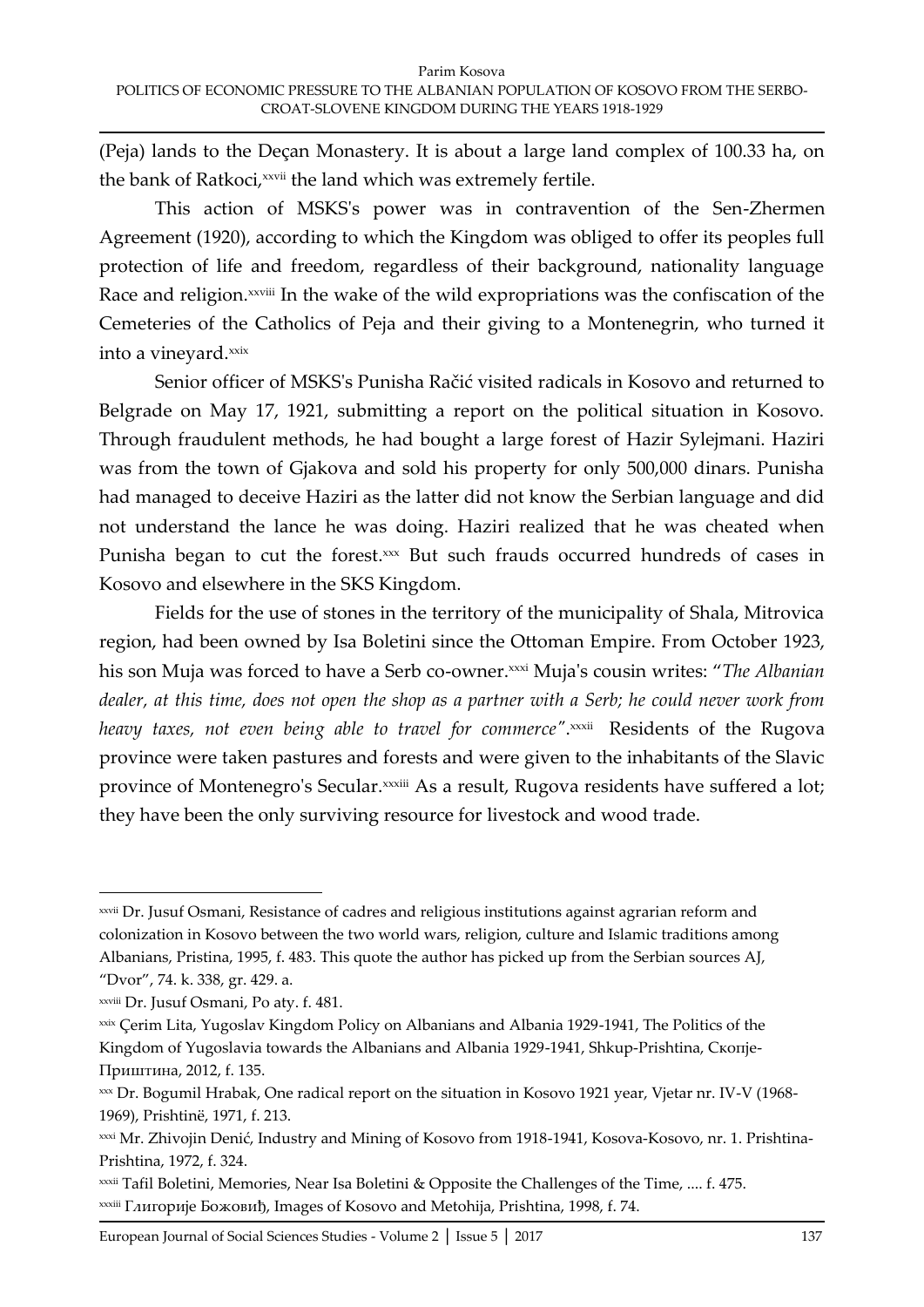(Peja) lands to the Deçan Monastery. It is about a large land complex of 100.33 ha, on the bank of Ratkoci,[xxvii] the land which was extremely fertile.

This action of MSKS's power was in contravention of the Sen-Zhermen Agreement (1920), according to which the Kingdom was obliged to offer its peoples full protection of life and freedom, regardless of their background, nationality language Race and religion.[xxviii] In the wake of the wild expropriations was the confiscation of the Cemeteries of the Catholics of Peja and their giving to a Montenegrin, who turned it into a vineyard.[xxix]

Senior officer of MSKS's Punisha Račić visited radicals in Kosovo and returned to Belgrade on May 17, 1921, submitting a report on the political situation in Kosovo. Through fraudulent methods, he had bought a large forest of Hazir Sylejmani. Haziri was from the town of Gjakova and sold his property for only 500,000 dinars. Punisha had managed to deceive Haziri as the latter did not know the Serbian language and did not understand the lance he was doing. Haziri realized that he was cheated when Punisha began to cut the forest.[xxx] But such frauds occurred hundreds of cases in Kosovo and elsewhere in the SKS Kingdom.

Fields for the use of stones in the territory of the municipality of Shala, Mitrovica region, had been owned by Isa Boletini since the Ottoman Empire. From October 1923, his son Muja was forced to have a Serb co-owner.[xxxi] Muja's cousin writes: "*The Albanian dealer, at this time, does not open the shop as a partner with a Serb; he could never work from heavy taxes, not even being able to travel for commerce*".[xxxii] Residents of the Rugova province were taken pastures and forests and were given to the inhabitants of the Slavic province of Montenegro's Secular.[xxxiii] As a result, Rugova residents have suffered a lot; they have been the only surviving resource for livestock and wood trade.

---

[xxvii] Dr. Jusuf Osmani, Resistance of cadres and religious institutions against agrarian reform and colonization in Kosovo between the two world wars, religion, culture and Islamic traditions among Albanians, Pristina, 1995, f. 483. This quote the author has picked up from the Serbian sources AJ, "Dvor", 74. k. 338, gr. 429. a.

[xxviii] Dr. Jusuf Osmani, Po aty. f. 481.

[xxix] Çerim Lita, Yugoslav Kingdom Policy on Albanians and Albania 1929-1941, The Politics of the Kingdom of Yugoslavia towards the Albanians and Albania 1929-1941, Shkup-Prishtina, Скопје-Приштина, 2012, f. 135.

[xxx] Dr. Bogumil Hrabak, One radical report on the situation in Kosovo 1921 year, Vjetar nr. IV-V (1968-1969), Prishtinë, 1971, f. 213.

[xxxi] Mr. Zhivojin Denić, Industry and Mining of Kosovo from 1918-1941, Kosova-Kosovo, nr. 1. Prishtina-Prishtina, 1972, f. 324.

[xxxii] Tafil Boletini, Memories, Near Isa Boletini & Opposite the Challenges of the Time, .... f. 475.

[xxxiii] Глигорије Божовић, Images of Kosovo and Metohija, Prishtina, 1998, f. 74.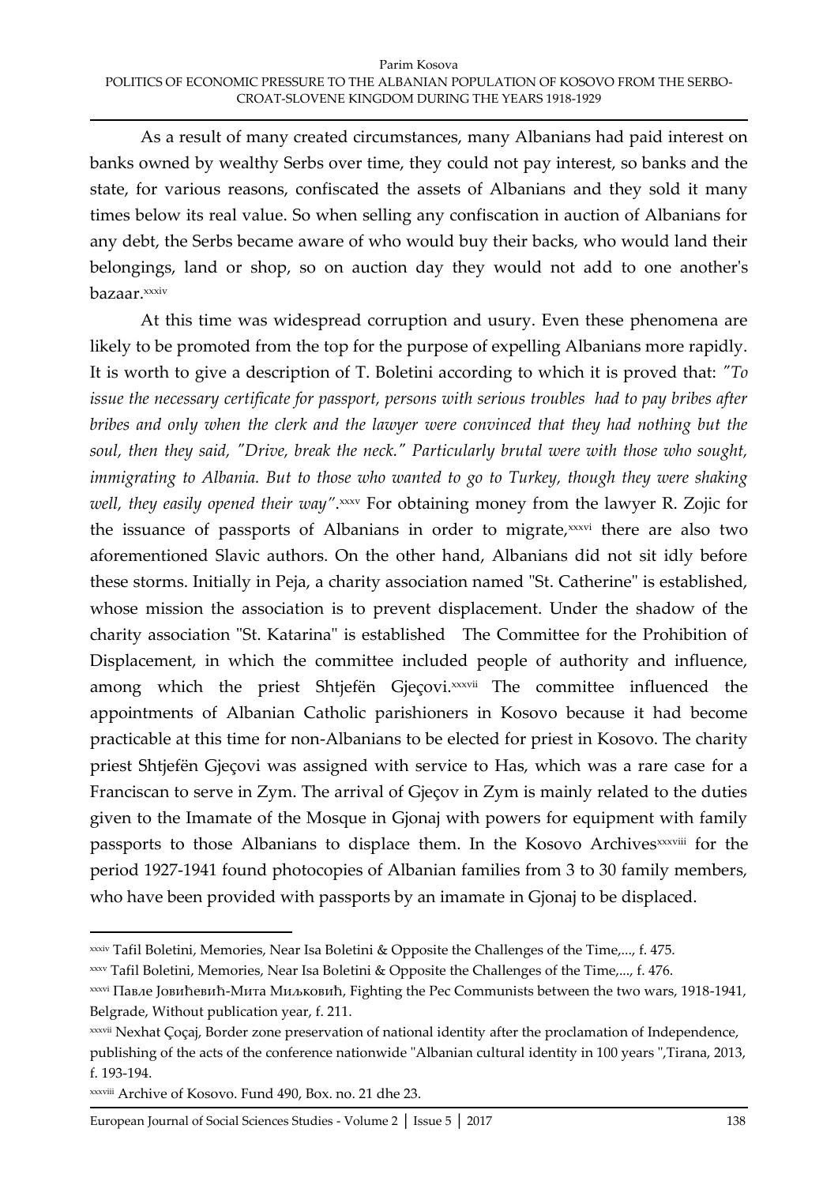As a result of many created circumstances, many Albanians had paid interest on banks owned by wealthy Serbs over time, they could not pay interest, so banks and the state, for various reasons, confiscated the assets of Albanians and they sold it many times below its real value. So when selling any confiscation in auction of Albanians for any debt, the Serbs became aware of who would buy their backs, who would land their belongings, land or shop, so on auction day they would not add to one another's bazaar.[xxxiv]

At this time was widespread corruption and usury. Even these phenomena are likely to be promoted from the top for the purpose of expelling Albanians more rapidly. It is worth to give a description of T. Boletini according to which it is proved that: *"To issue the necessary certificate for passport, persons with serious troubles had to pay bribes after bribes and only when the clerk and the lawyer were convinced that they had nothing but the soul, then they said, "Drive, break the neck." Particularly brutal were with those who sought, immigrating to Albania. But to those who wanted to go to Turkey, though they were shaking well, they easily opened their way"*.[xxxv] For obtaining money from the lawyer R. Zojic for the issuance of passports of Albanians in order to migrate,[xxxvi] there are also two aforementioned Slavic authors. On the other hand, Albanians did not sit idly before these storms. Initially in Peja, a charity association named "St. Catherine" is established, whose mission the association is to prevent displacement. Under the shadow of the charity association "St. Katarina" is established The Committee for the Prohibition of Displacement, in which the committee included people of authority and influence, among which the priest Shtjefën Gjeçovi.[xxxvii] The committee influenced the appointments of Albanian Catholic parishioners in Kosovo because it had become practicable at this time for non-Albanians to be elected for priest in Kosovo. The charity priest Shtjefën Gjeçovi was assigned with service to Has, which was a rare case for a Franciscan to serve in Zym. The arrival of Gjeçov in Zym is mainly related to the duties given to the Imamate of the Mosque in Gjonaj with powers for equipment with family passports to those Albanians to displace them. In the Kosovo Archives[xxxviii] for the period 1927-1941 found photocopies of Albanian families from 3 to 30 family members, who have been provided with passports by an imamate in Gjonaj to be displaced.

---

[xxxiv] Tafil Boletini, Memories, Near Isa Boletini & Opposite the Challenges of the Time,..., f. 475.

[xxxv] Tafil Boletini, Memories, Near Isa Boletini & Opposite the Challenges of the Time,..., f. 476.

[xxxvi] Павле Јовићевић-Мита Миљковић, Fighting the Pec Communists between the two wars, 1918-1941, Belgrade, Without publication year, f. 211.

[xxxvii] Nexhat Çoçaj, Border zone preservation of national identity after the proclamation of Independence, publishing of the acts of the conference nationwide "Albanian cultural identity in 100 years ",Tirana, 2013, f. 193-194.

[xxxviii] Archive of Kosovo. Fund 490, Box. no. 21 dhe 23.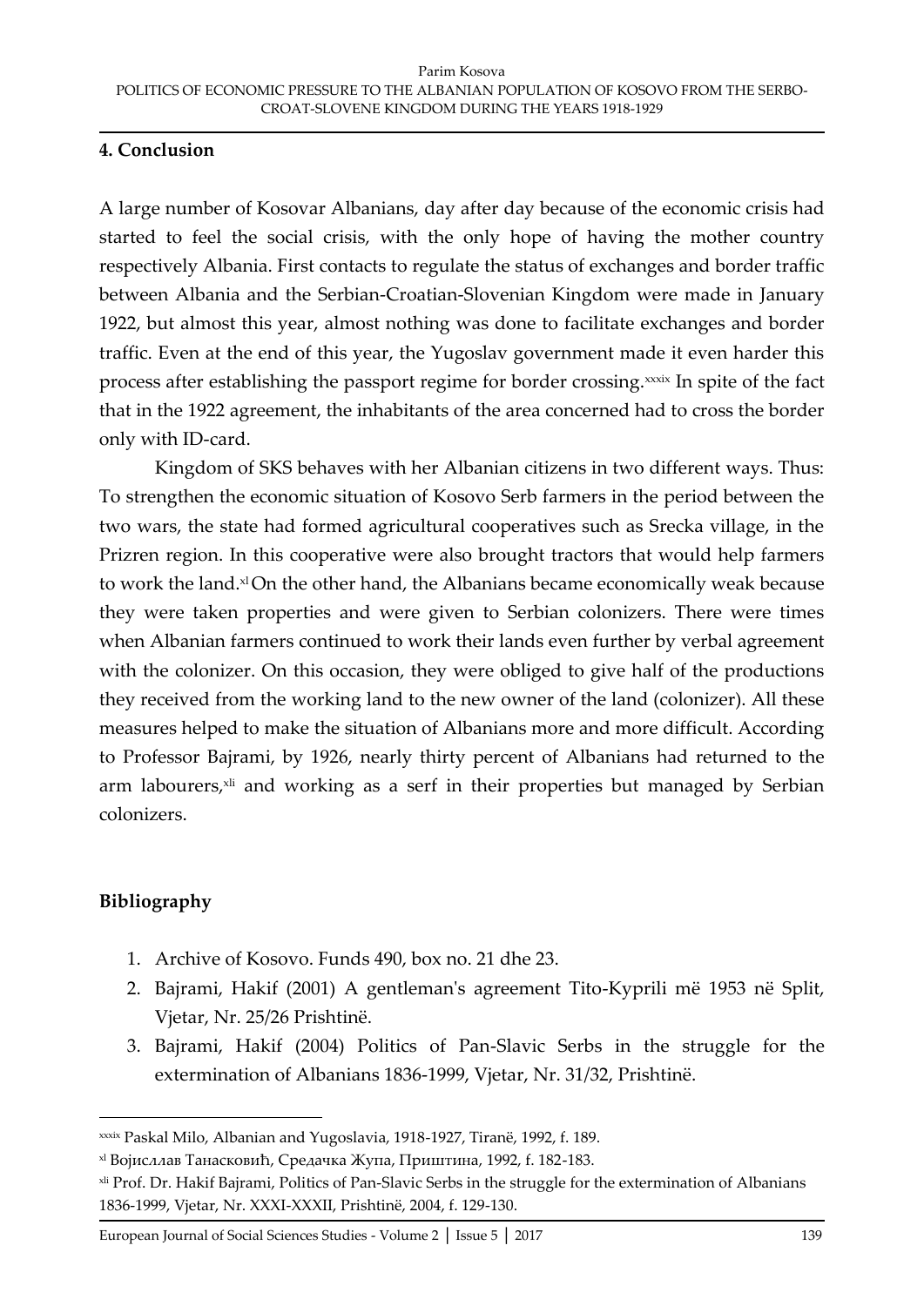## 4. Conclusion

A large number of Kosovar Albanians, day after day because of the economic crisis had started to feel the social crisis, with the only hope of having the mother country respectively Albania. First contacts to regulate the status of exchanges and border traffic between Albania and the Serbian-Croatian-Slovenian Kingdom were made in January 1922, but almost this year, almost nothing was done to facilitate exchanges and border traffic. Even at the end of this year, the Yugoslav government made it even harder this process after establishing the passport regime for border crossing.[xxxix] In spite of the fact that in the 1922 agreement, the inhabitants of the area concerned had to cross the border only with ID-card.

Kingdom of SKS behaves with her Albanian citizens in two different ways. Thus: To strengthen the economic situation of Kosovo Serb farmers in the period between the two wars, the state had formed agricultural cooperatives such as Srecka village, in the Prizren region. In this cooperative were also brought tractors that would help farmers to work the land.[xl] On the other hand, the Albanians became economically weak because they were taken properties and were given to Serbian colonizers. There were times when Albanian farmers continued to work their lands even further by verbal agreement with the colonizer. On this occasion, they were obliged to give half of the productions they received from the working land to the new owner of the land (colonizer). All these measures helped to make the situation of Albanians more and more difficult. According to Professor Bajrami, by 1926, nearly thirty percent of Albanians had returned to the arm labourers,[xli] and working as a serf in their properties but managed by Serbian colonizers.

## Bibliography

1. Archive of Kosovo. Funds 490, box no. 21 dhe 23.
2. Bajrami, Hakif (2001) A gentleman's agreement Tito-Kyprili më 1953 në Split, Vjetar, Nr. 25/26 Prishtinë.
3. Bajrami, Hakif (2004) Politics of Pan-Slavic Serbs in the struggle for the extermination of Albanians 1836-1999, Vjetar, Nr. 31/32, Prishtinë.

---

[xxxix] Paskal Milo, Albanian and Yugoslavia, 1918-1927, Tiranë, 1992, f. 189.

[xl] Војисллав Танасковић, Средачка Жупа, Приштина, 1992, f. 182-183.

[xli] Prof. Dr. Hakif Bajrami, Politics of Pan-Slavic Serbs in the struggle for the extermination of Albanians 1836-1999, Vjetar, Nr. XXXI-XXXII, Prishtinë, 2004, f. 129-130.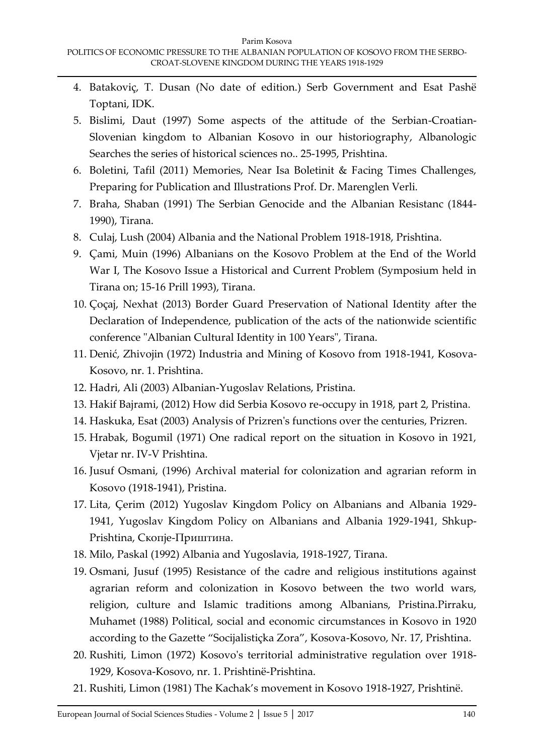4. Batakoviç, T. Dusan (No date of edition.) Serb Government and Esat Pashë Toptani, IDK.
5. Bislimi, Daut (1997) Some aspects of the attitude of the Serbian-Croatian-Slovenian kingdom to Albanian Kosovo in our historiography, Albanologic Searches the series of historical sciences no.. 25-1995, Prishtina.
6. Boletini, Tafil (2011) Memories, Near Isa Boletinit & Facing Times Challenges, Preparing for Publication and Illustrations Prof. Dr. Marenglen Verli.
7. Braha, Shaban (1991) The Serbian Genocide and the Albanian Resistanc (1844-1990), Tirana.
8. Culaj, Lush (2004) Albania and the National Problem 1918-1918, Prishtina.
9. Çami, Muin (1996) Albanians on the Kosovo Problem at the End of the World War I, The Kosovo Issue a Historical and Current Problem (Symposium held in Tirana on; 15-16 Prill 1993), Tirana.
10. Çoçaj, Nexhat (2013) Border Guard Preservation of National Identity after the Declaration of Independence, publication of the acts of the nationwide scientific conference "Albanian Cultural Identity in 100 Years", Tirana.
11. Denić, Zhivojin (1972) Industria and Mining of Kosovo from 1918-1941, Kosova-Kosovo, nr. 1. Prishtina.
12. Hadri, Ali (2003) Albanian-Yugoslav Relations, Pristina.
13. Hakif Bajrami, (2012) How did Serbia Kosovo re-occupy in 1918, part 2, Pristina.
14. Haskuka, Esat (2003) Analysis of Prizren's functions over the centuries, Prizren.
15. Hrabak, Bogumil (1971) One radical report on the situation in Kosovo in 1921, Vjetar nr. IV-V Prishtina.
16. Jusuf Osmani, (1996) Archival material for colonization and agrarian reform in Kosovo (1918-1941), Pristina.
17. Lita, Çerim (2012) Yugoslav Kingdom Policy on Albanians and Albania 1929-1941, Yugoslav Kingdom Policy on Albanians and Albania 1929-1941, Shkup-Prishtina, Скопје-Приштина.
18. Milo, Paskal (1992) Albania and Yugoslavia, 1918-1927, Tirana.
19. Osmani, Jusuf (1995) Resistance of the cadre and religious institutions against agrarian reform and colonization in Kosovo between the two world wars, religion, culture and Islamic traditions among Albanians, Pristina.Pirraku, Muhamet (1988) Political, social and economic circumstances in Kosovo in 1920 according to the Gazette "Socijalistiçka Zora", Kosova-Kosovo, Nr. 17, Prishtina.
20. Rushiti, Limon (1972) Kosovo's territorial administrative regulation over 1918-1929, Kosova-Kosovo, nr. 1. Prishtinë-Prishtina.
21. Rushiti, Limon (1981) The Kachak's movement in Kosovo 1918-1927, Prishtinë.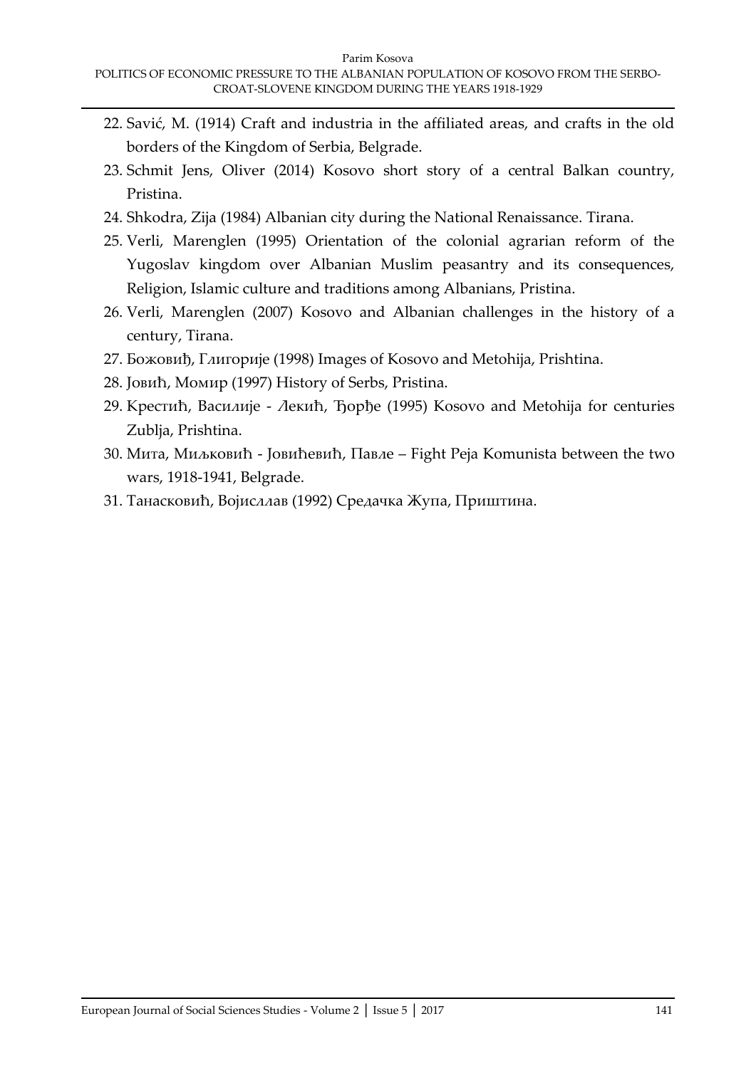22. Savić, M. (1914) Craft and industria in the affiliated areas, and crafts in the old borders of the Kingdom of Serbia, Belgrade.
23. Schmit Jens, Oliver (2014) Kosovo short story of a central Balkan country, Pristina.
24. Shkodra, Zija (1984) Albanian city during the National Renaissance. Tirana.
25. Verli, Marenglen (1995) Orientation of the colonial agrarian reform of the Yugoslav kingdom over Albanian Muslim peasantry and its consequences, Religion, Islamic culture and traditions among Albanians, Pristina.
26. Verli, Marenglen (2007) Kosovo and Albanian challenges in the history of a century, Tirana.
27. Божовиђ, Глигорије (1998) Images of Kosovo and Metohija, Prishtina.
28. Јовић, Момир (1997) History of Serbs, Pristina.
29. Крестић, Василије - Лекић, Ђорђе (1995) Kosovo and Metohija for centuries Zublja, Prishtina.
30. Мита, Миљковић - Јовићевић, Павле – Fight Peja Komunista between the two wars, 1918-1941, Belgrade.
31. Танасковић, Војисллав (1992) Средачка Жупа, Приштина.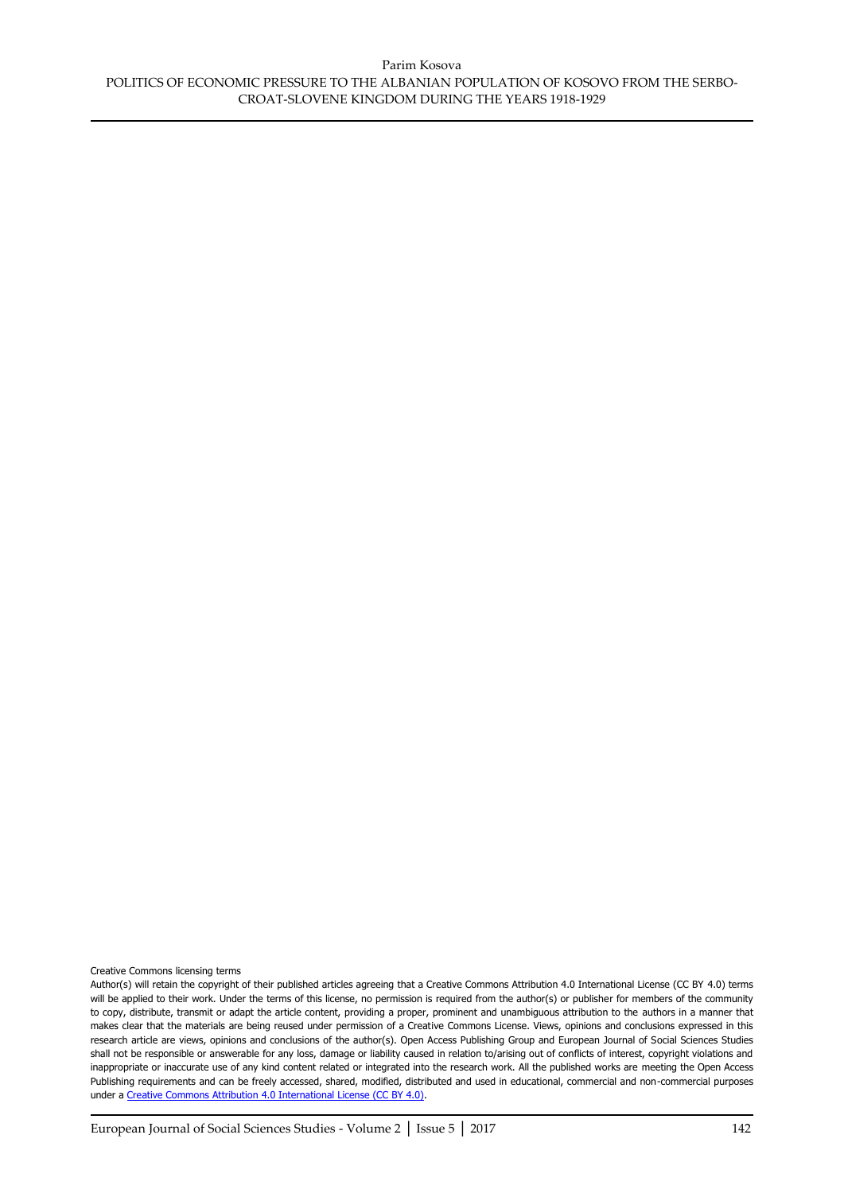Creative Commons licensing terms

Author(s) will retain the copyright of their published articles agreeing that a Creative Commons Attribution 4.0 International License (CC BY 4.0) terms will be applied to their work. Under the terms of this license, no permission is required from the author(s) or publisher for members of the community to copy, distribute, transmit or adapt the article content, providing a proper, prominent and unambiguous attribution to the authors in a manner that makes clear that the materials are being reused under permission of a Creative Commons License. Views, opinions and conclusions expressed in this research article are views, opinions and conclusions of the author(s). Open Access Publishing Group and European Journal of Social Sciences Studies shall not be responsible or answerable for any loss, damage or liability caused in relation to/arising out of conflicts of interest, copyright violations and inappropriate or inaccurate use of any kind content related or integrated into the research work. All the published works are meeting the Open Access Publishing requirements and can be freely accessed, shared, modified, distributed and used in educational, commercial and non-commercial purposes under a Creative Commons Attribution 4.0 International License (CC BY 4.0).